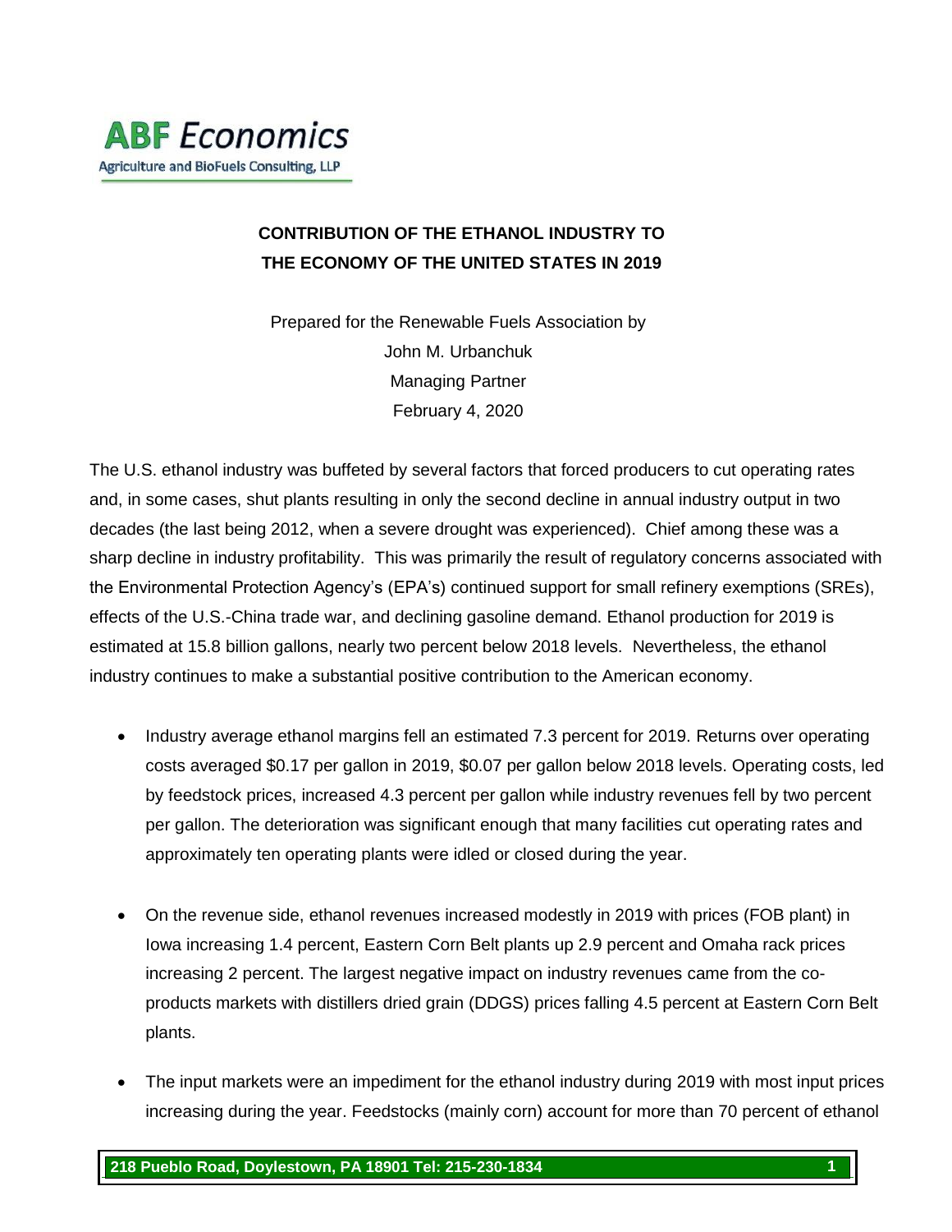ABF *Economics*

Agriculture and BioFuels Consulting, LLP

# CONTRIBUTION OF THE ETHANOL INDUSTRY TO THE ECONOMY OF THE UNITED STATES IN 2019

Prepared for the Renewable Fuels Association by
John M. Urbanchuk
Managing Partner
February 4, 2020

The U.S. ethanol industry was buffeted by several factors that forced producers to cut operating rates and, in some cases, shut plants resulting in only the second decline in annual industry output in two decades (the last being 2012, when a severe drought was experienced). Chief among these was a sharp decline in industry profitability. This was primarily the result of regulatory concerns associated with the Environmental Protection Agency's (EPA's) continued support for small refinery exemptions (SREs), effects of the U.S.-China trade war, and declining gasoline demand. Ethanol production for 2019 is estimated at 15.8 billion gallons, nearly two percent below 2018 levels. Nevertheless, the ethanol industry continues to make a substantial positive contribution to the American economy.

- Industry average ethanol margins fell an estimated 7.3 percent for 2019. Returns over operating costs averaged $0.17 per gallon in 2019, $0.07 per gallon below 2018 levels. Operating costs, led by feedstock prices, increased 4.3 percent per gallon while industry revenues fell by two percent per gallon. The deterioration was significant enough that many facilities cut operating rates and approximately ten operating plants were idled or closed during the year.

- On the revenue side, ethanol revenues increased modestly in 2019 with prices (FOB plant) in Iowa increasing 1.4 percent, Eastern Corn Belt plants up 2.9 percent and Omaha rack prices increasing 2 percent. The largest negative impact on industry revenues came from the co-products markets with distillers dried grain (DDGS) prices falling 4.5 percent at Eastern Corn Belt plants.

- The input markets were an impediment for the ethanol industry during 2019 with most input prices increasing during the year. Feedstocks (mainly corn) account for more than 70 percent of ethanol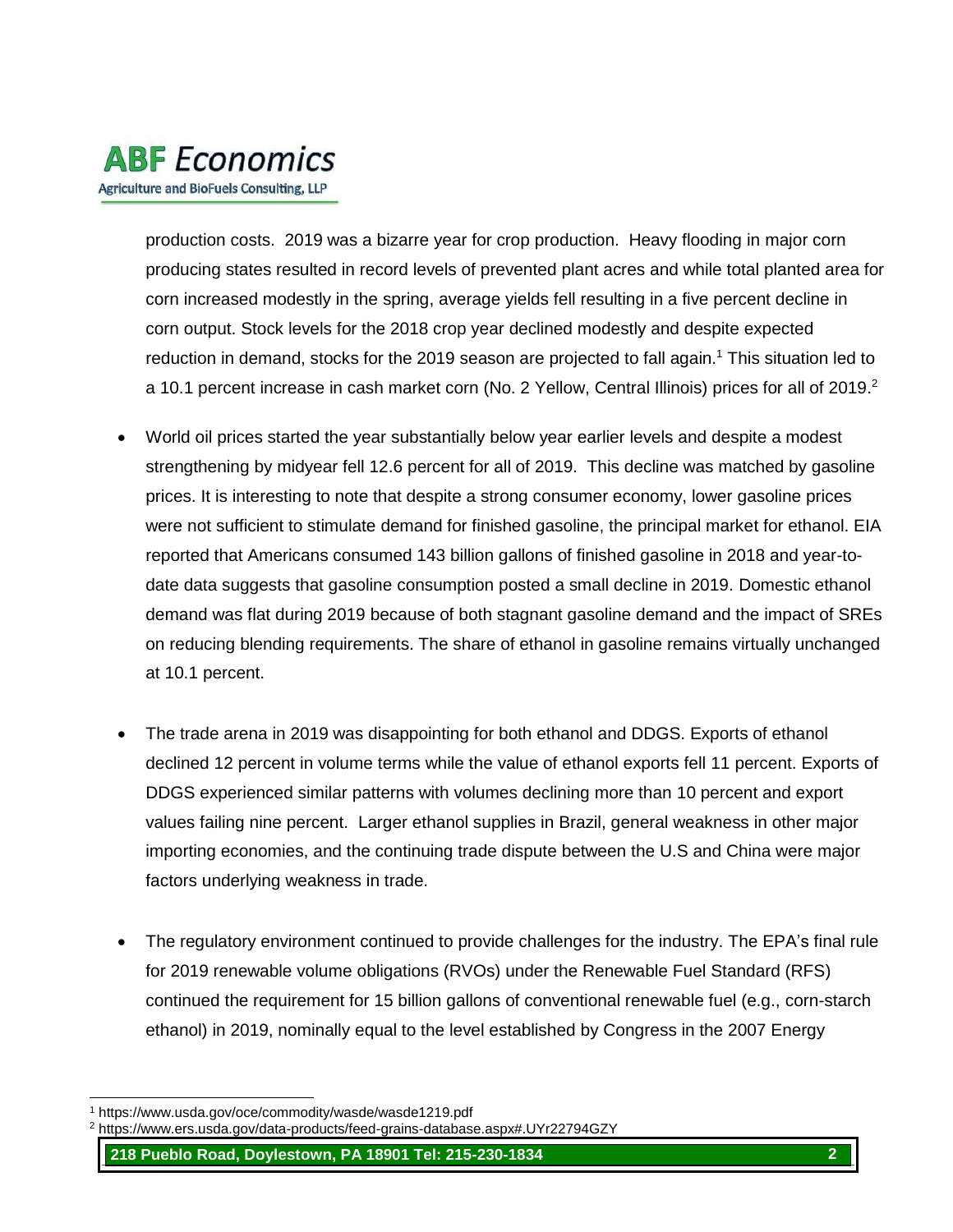production costs. 2019 was a bizarre year for crop production. Heavy flooding in major corn producing states resulted in record levels of prevented plant acres and while total planted area for corn increased modestly in the spring, average yields fell resulting in a five percent decline in corn output. Stock levels for the 2018 crop year declined modestly and despite expected reduction in demand, stocks for the 2019 season are projected to fall again.[1] This situation led to a 10.1 percent increase in cash market corn (No. 2 Yellow, Central Illinois) prices for all of 2019.[2]

- World oil prices started the year substantially below year earlier levels and despite a modest strengthening by midyear fell 12.6 percent for all of 2019. This decline was matched by gasoline prices. It is interesting to note that despite a strong consumer economy, lower gasoline prices were not sufficient to stimulate demand for finished gasoline, the principal market for ethanol. EIA reported that Americans consumed 143 billion gallons of finished gasoline in 2018 and year-to-date data suggests that gasoline consumption posted a small decline in 2019. Domestic ethanol demand was flat during 2019 because of both stagnant gasoline demand and the impact of SREs on reducing blending requirements. The share of ethanol in gasoline remains virtually unchanged at 10.1 percent.

- The trade arena in 2019 was disappointing for both ethanol and DDGS. Exports of ethanol declined 12 percent in volume terms while the value of ethanol exports fell 11 percent. Exports of DDGS experienced similar patterns with volumes declining more than 10 percent and export values failing nine percent. Larger ethanol supplies in Brazil, general weakness in other major importing economies, and the continuing trade dispute between the U.S and China were major factors underlying weakness in trade.

- The regulatory environment continued to provide challenges for the industry. The EPA's final rule for 2019 renewable volume obligations (RVOs) under the Renewable Fuel Standard (RFS) continued the requirement for 15 billion gallons of conventional renewable fuel (e.g., corn-starch ethanol) in 2019, nominally equal to the level established by Congress in the 2007 Energy

[1] https://www.usda.gov/oce/commodity/wasde/wasde1219.pdf

[2] https://www.ers.usda.gov/data-products/feed-grains-database.aspx#.UYr22794GZY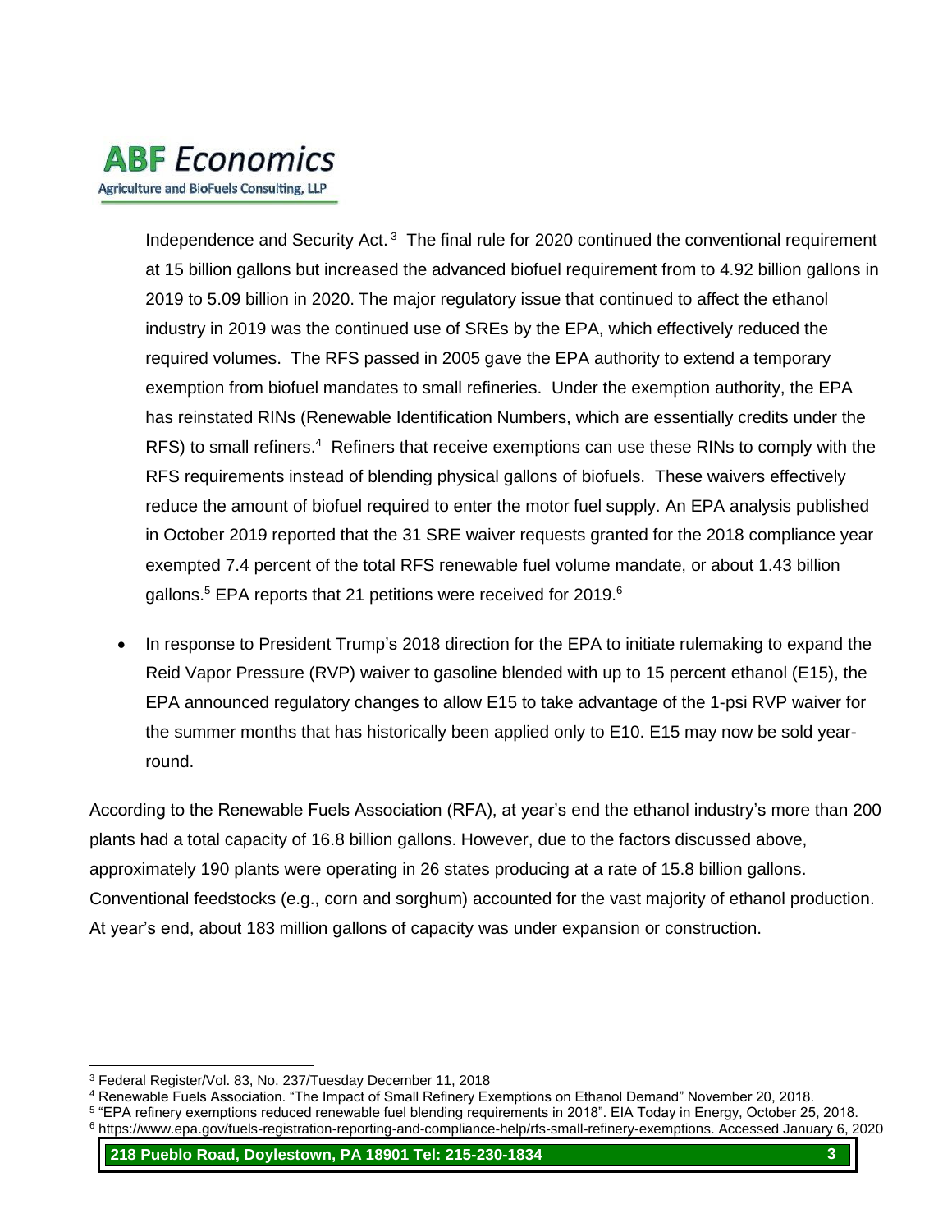Independence and Security Act.[3] The final rule for 2020 continued the conventional requirement at 15 billion gallons but increased the advanced biofuel requirement from to 4.92 billion gallons in 2019 to 5.09 billion in 2020. The major regulatory issue that continued to affect the ethanol industry in 2019 was the continued use of SREs by the EPA, which effectively reduced the required volumes. The RFS passed in 2005 gave the EPA authority to extend a temporary exemption from biofuel mandates to small refineries. Under the exemption authority, the EPA has reinstated RINs (Renewable Identification Numbers, which are essentially credits under the RFS) to small refiners.[4] Refiners that receive exemptions can use these RINs to comply with the RFS requirements instead of blending physical gallons of biofuels. These waivers effectively reduce the amount of biofuel required to enter the motor fuel supply. An EPA analysis published in October 2019 reported that the 31 SRE waiver requests granted for the 2018 compliance year exempted 7.4 percent of the total RFS renewable fuel volume mandate, or about 1.43 billion gallons.[5] EPA reports that 21 petitions were received for 2019.[6]

- In response to President Trump's 2018 direction for the EPA to initiate rulemaking to expand the Reid Vapor Pressure (RVP) waiver to gasoline blended with up to 15 percent ethanol (E15), the EPA announced regulatory changes to allow E15 to take advantage of the 1-psi RVP waiver for the summer months that has historically been applied only to E10. E15 may now be sold year-round.

According to the Renewable Fuels Association (RFA), at year's end the ethanol industry's more than 200 plants had a total capacity of 16.8 billion gallons. However, due to the factors discussed above, approximately 190 plants were operating in 26 states producing at a rate of 15.8 billion gallons. Conventional feedstocks (e.g., corn and sorghum) accounted for the vast majority of ethanol production. At year's end, about 183 million gallons of capacity was under expansion or construction.

---

[3] Federal Register/Vol. 83, No. 237/Tuesday December 11, 2018

[4] Renewable Fuels Association. "The Impact of Small Refinery Exemptions on Ethanol Demand" November 20, 2018.

[5] "EPA refinery exemptions reduced renewable fuel blending requirements in 2018". EIA Today in Energy, October 25, 2018.

[6] https://www.epa.gov/fuels-registration-reporting-and-compliance-help/rfs-small-refinery-exemptions. Accessed January 6, 2020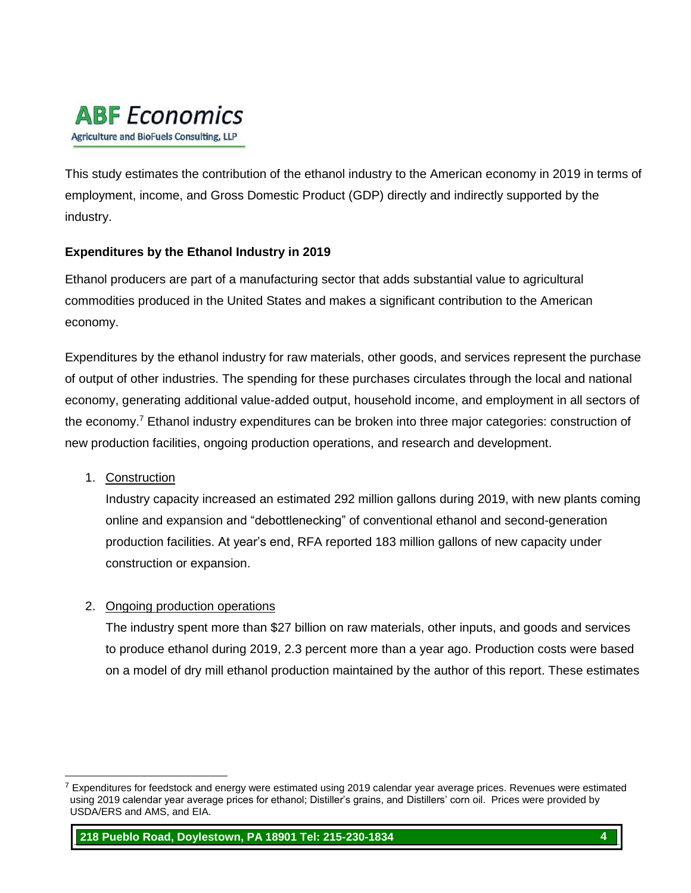This study estimates the contribution of the ethanol industry to the American economy in 2019 in terms of employment, income, and Gross Domestic Product (GDP) directly and indirectly supported by the industry.

**Expenditures by the Ethanol Industry in 2019**

Ethanol producers are part of a manufacturing sector that adds substantial value to agricultural commodities produced in the United States and makes a significant contribution to the American economy.

Expenditures by the ethanol industry for raw materials, other goods, and services represent the purchase of output of other industries. The spending for these purchases circulates through the local and national economy, generating additional value-added output, household income, and employment in all sectors of the economy.[7] Ethanol industry expenditures can be broken into three major categories: construction of new production facilities, ongoing production operations, and research and development.

1. Construction

   Industry capacity increased an estimated 292 million gallons during 2019, with new plants coming online and expansion and "debottlenecking" of conventional ethanol and second-generation production facilities. At year's end, RFA reported 183 million gallons of new capacity under construction or expansion.

2. Ongoing production operations

   The industry spent more than $27 billion on raw materials, other inputs, and goods and services to produce ethanol during 2019, 2.3 percent more than a year ago. Production costs were based on a model of dry mill ethanol production maintained by the author of this report. These estimates

[7] Expenditures for feedstock and energy were estimated using 2019 calendar year average prices. Revenues were estimated using 2019 calendar year average prices for ethanol; Distiller's grains, and Distillers' corn oil. Prices were provided by USDA/ERS and AMS, and EIA.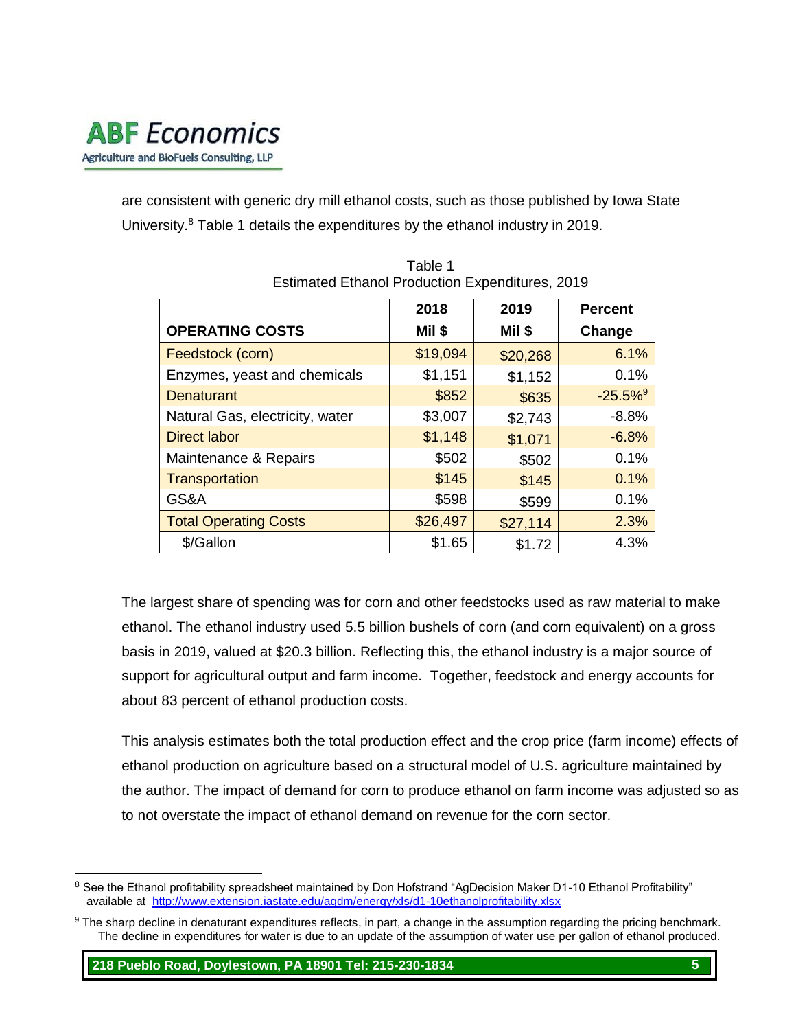are consistent with generic dry mill ethanol costs, such as those published by Iowa State University.[8] Table 1 details the expenditures by the ethanol industry in 2019.

Table 1
Estimated Ethanol Production Expenditures, 2019

| OPERATING COSTS | 2018 Mil $ | 2019 Mil $ | Percent Change |
|---|---|---|---|
| Feedstock (corn) | $19,094 | $20,268 | 6.1% |
| Enzymes, yeast and chemicals | $1,151 | $1,152 | 0.1% |
| Denaturant | $852 | $635 | -25.5%[9] |
| Natural Gas, electricity, water | $3,007 | $2,743 | -8.8% |
| Direct labor | $1,148 | $1,071 | -6.8% |
| Maintenance & Repairs | $502 | $502 | 0.1% |
| Transportation | $145 | $145 | 0.1% |
| GS&A | $598 | $599 | 0.1% |
| Total Operating Costs | $26,497 | $27,114 | 2.3% |
| $/Gallon | $1.65 | $1.72 | 4.3% |

The largest share of spending was for corn and other feedstocks used as raw material to make ethanol. The ethanol industry used 5.5 billion bushels of corn (and corn equivalent) on a gross basis in 2019, valued at $20.3 billion. Reflecting this, the ethanol industry is a major source of support for agricultural output and farm income. Together, feedstock and energy accounts for about 83 percent of ethanol production costs.

This analysis estimates both the total production effect and the crop price (farm income) effects of ethanol production on agriculture based on a structural model of U.S. agriculture maintained by the author. The impact of demand for corn to produce ethanol on farm income was adjusted so as to not overstate the impact of ethanol demand on revenue for the corn sector.

---

[8] See the Ethanol profitability spreadsheet maintained by Don Hofstrand "AgDecision Maker D1-10 Ethanol Profitability" available at http://www.extension.iastate.edu/agdm/energy/xls/d1-10ethanolprofitability.xlsx

[9] The sharp decline in denaturant expenditures reflects, in part, a change in the assumption regarding the pricing benchmark. The decline in expenditures for water is due to an update of the assumption of water use per gallon of ethanol produced.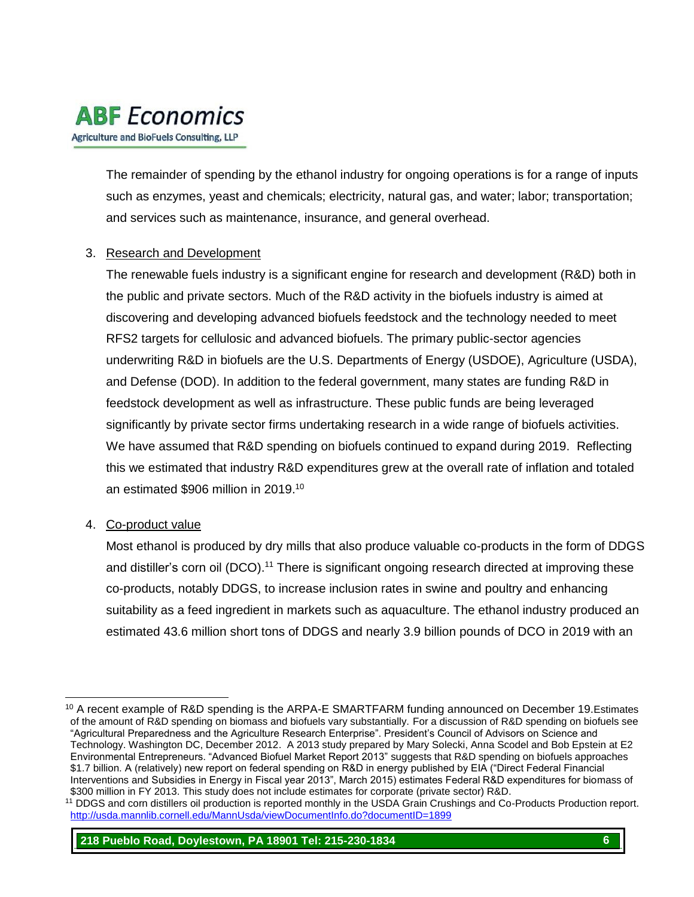The remainder of spending by the ethanol industry for ongoing operations is for a range of inputs such as enzymes, yeast and chemicals; electricity, natural gas, and water; labor; transportation; and services such as maintenance, insurance, and general overhead.

3. Research and Development

   The renewable fuels industry is a significant engine for research and development (R&D) both in the public and private sectors. Much of the R&D activity in the biofuels industry is aimed at discovering and developing advanced biofuels feedstock and the technology needed to meet RFS2 targets for cellulosic and advanced biofuels. The primary public-sector agencies underwriting R&D in biofuels are the U.S. Departments of Energy (USDOE), Agriculture (USDA), and Defense (DOD). In addition to the federal government, many states are funding R&D in feedstock development as well as infrastructure. These public funds are being leveraged significantly by private sector firms undertaking research in a wide range of biofuels activities. We have assumed that R&D spending on biofuels continued to expand during 2019. Reflecting this we estimated that industry R&D expenditures grew at the overall rate of inflation and totaled an estimated $906 million in 2019.[10]

4. Co-product value

   Most ethanol is produced by dry mills that also produce valuable co-products in the form of DDGS and distiller's corn oil (DCO).[11] There is significant ongoing research directed at improving these co-products, notably DDGS, to increase inclusion rates in swine and poultry and enhancing suitability as a feed ingredient in markets such as aquaculture. The ethanol industry produced an estimated 43.6 million short tons of DDGS and nearly 3.9 billion pounds of DCO in 2019 with an

---

[10] A recent example of R&D spending is the ARPA-E SMARTFARM funding announced on December 19.Estimates of the amount of R&D spending on biomass and biofuels vary substantially. For a discussion of R&D spending on biofuels see "Agricultural Preparedness and the Agriculture Research Enterprise". President's Council of Advisors on Science and Technology. Washington DC, December 2012. A 2013 study prepared by Mary Solecki, Anna Scodel and Bob Epstein at E2 Environmental Entrepreneurs. "Advanced Biofuel Market Report 2013" suggests that R&D spending on biofuels approaches $1.7 billion. A (relatively) new report on federal spending on R&D in energy published by EIA ("Direct Federal Financial Interventions and Subsidies in Energy in Fiscal year 2013", March 2015) estimates Federal R&D expenditures for biomass of $300 million in FY 2013. This study does not include estimates for corporate (private sector) R&D.

[11] DDGS and corn distillers oil production is reported monthly in the USDA Grain Crushings and Co-Products Production report. http://usda.mannlib.cornell.edu/MannUsda/viewDocumentInfo.do?documentID=1899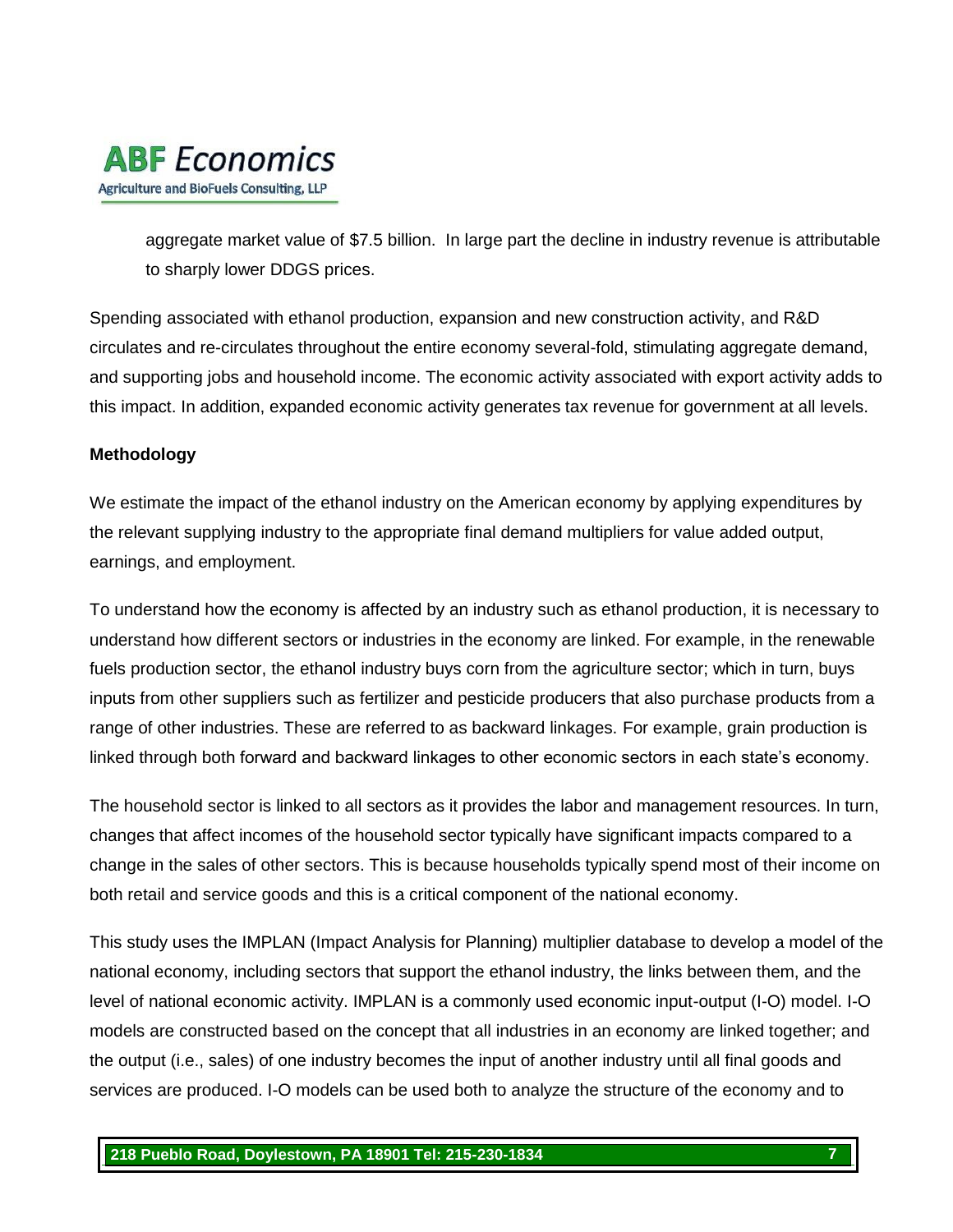aggregate market value of $7.5 billion. In large part the decline in industry revenue is attributable to sharply lower DDGS prices.

Spending associated with ethanol production, expansion and new construction activity, and R&D circulates and re-circulates throughout the entire economy several-fold, stimulating aggregate demand, and supporting jobs and household income. The economic activity associated with export activity adds to this impact. In addition, expanded economic activity generates tax revenue for government at all levels.

**Methodology**

We estimate the impact of the ethanol industry on the American economy by applying expenditures by the relevant supplying industry to the appropriate final demand multipliers for value added output, earnings, and employment.

To understand how the economy is affected by an industry such as ethanol production, it is necessary to understand how different sectors or industries in the economy are linked. For example, in the renewable fuels production sector, the ethanol industry buys corn from the agriculture sector; which in turn, buys inputs from other suppliers such as fertilizer and pesticide producers that also purchase products from a range of other industries. These are referred to as backward linkages. For example, grain production is linked through both forward and backward linkages to other economic sectors in each state's economy.

The household sector is linked to all sectors as it provides the labor and management resources. In turn, changes that affect incomes of the household sector typically have significant impacts compared to a change in the sales of other sectors. This is because households typically spend most of their income on both retail and service goods and this is a critical component of the national economy.

This study uses the IMPLAN (Impact Analysis for Planning) multiplier database to develop a model of the national economy, including sectors that support the ethanol industry, the links between them, and the level of national economic activity. IMPLAN is a commonly used economic input-output (I-O) model. I-O models are constructed based on the concept that all industries in an economy are linked together; and the output (i.e., sales) of one industry becomes the input of another industry until all final goods and services are produced. I-O models can be used both to analyze the structure of the economy and to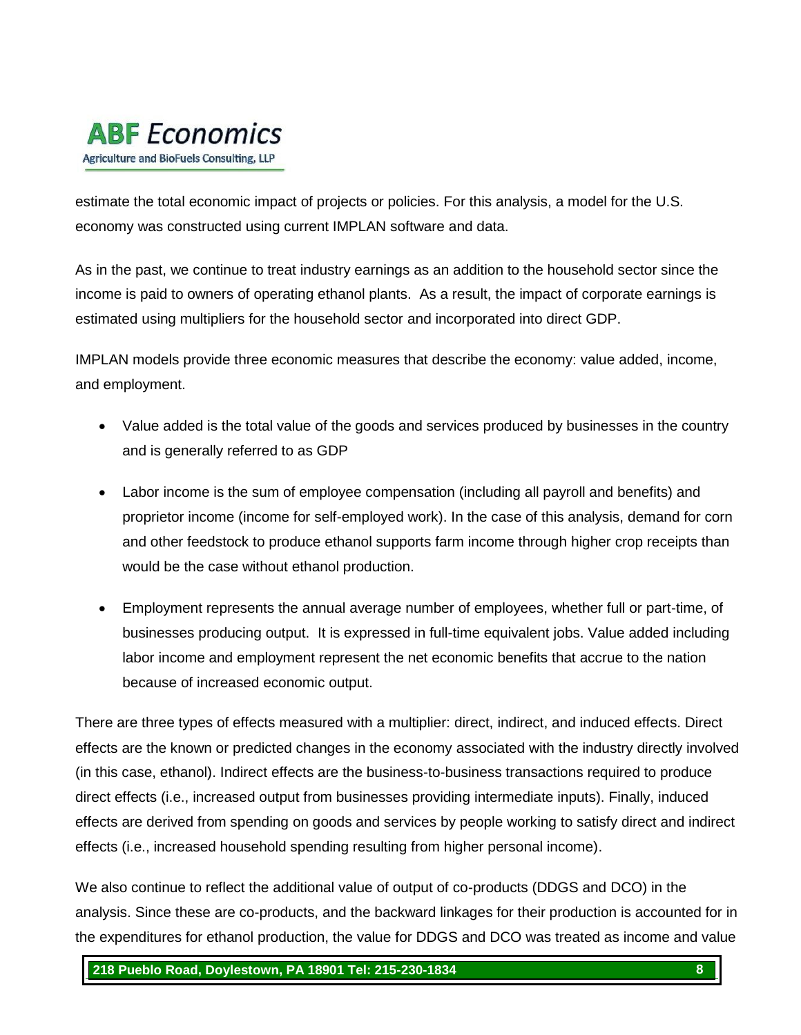estimate the total economic impact of projects or policies. For this analysis, a model for the U.S. economy was constructed using current IMPLAN software and data.

As in the past, we continue to treat industry earnings as an addition to the household sector since the income is paid to owners of operating ethanol plants. As a result, the impact of corporate earnings is estimated using multipliers for the household sector and incorporated into direct GDP.

IMPLAN models provide three economic measures that describe the economy: value added, income, and employment.

- Value added is the total value of the goods and services produced by businesses in the country and is generally referred to as GDP
- Labor income is the sum of employee compensation (including all payroll and benefits) and proprietor income (income for self-employed work). In the case of this analysis, demand for corn and other feedstock to produce ethanol supports farm income through higher crop receipts than would be the case without ethanol production.
- Employment represents the annual average number of employees, whether full or part-time, of businesses producing output. It is expressed in full-time equivalent jobs. Value added including labor income and employment represent the net economic benefits that accrue to the nation because of increased economic output.

There are three types of effects measured with a multiplier: direct, indirect, and induced effects. Direct effects are the known or predicted changes in the economy associated with the industry directly involved (in this case, ethanol). Indirect effects are the business-to-business transactions required to produce direct effects (i.e., increased output from businesses providing intermediate inputs). Finally, induced effects are derived from spending on goods and services by people working to satisfy direct and indirect effects (i.e., increased household spending resulting from higher personal income).

We also continue to reflect the additional value of output of co-products (DDGS and DCO) in the analysis. Since these are co-products, and the backward linkages for their production is accounted for in the expenditures for ethanol production, the value for DDGS and DCO was treated as income and value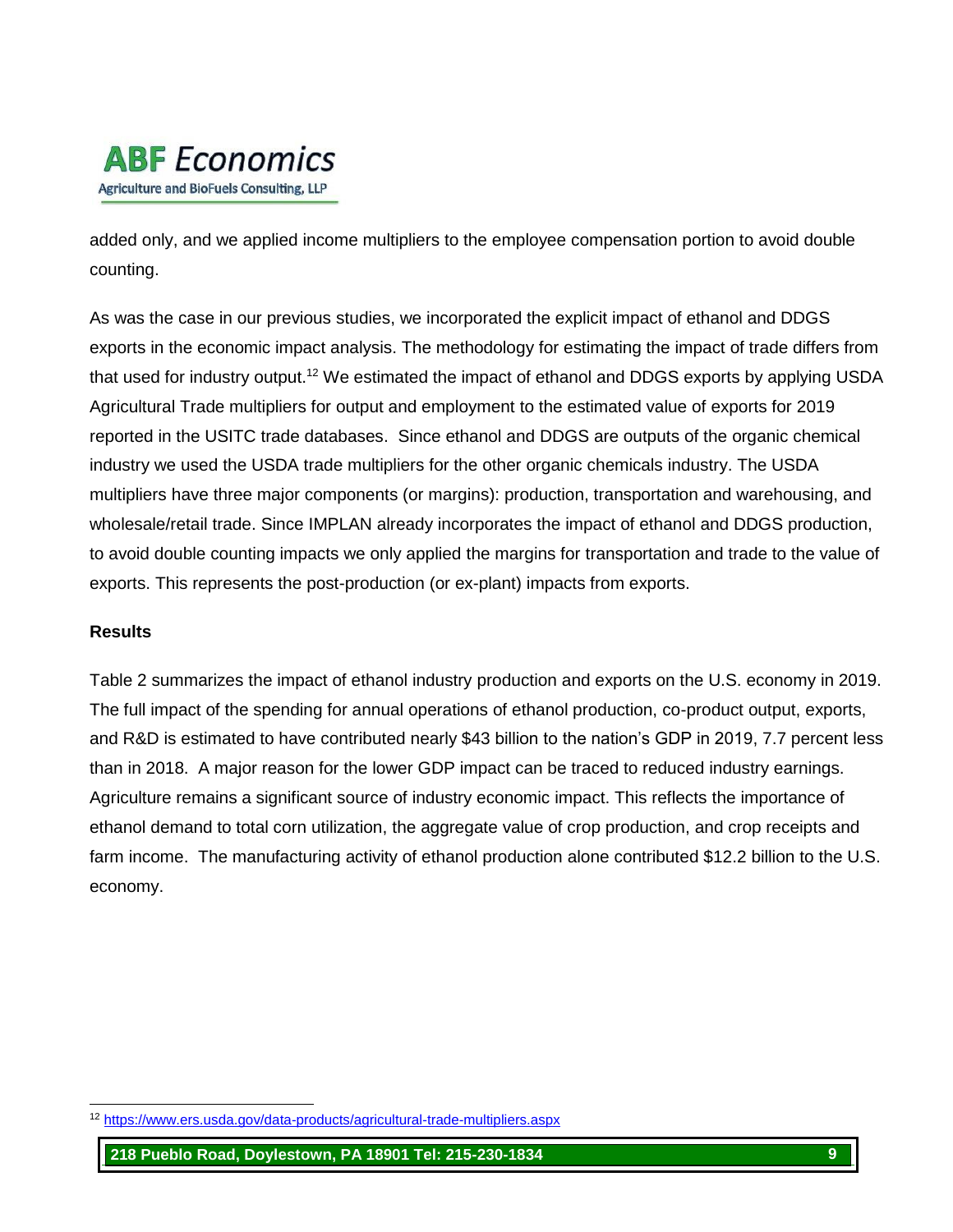added only, and we applied income multipliers to the employee compensation portion to avoid double counting.

As was the case in our previous studies, we incorporated the explicit impact of ethanol and DDGS exports in the economic impact analysis. The methodology for estimating the impact of trade differs from that used for industry output.[12] We estimated the impact of ethanol and DDGS exports by applying USDA Agricultural Trade multipliers for output and employment to the estimated value of exports for 2019 reported in the USITC trade databases. Since ethanol and DDGS are outputs of the organic chemical industry we used the USDA trade multipliers for the other organic chemicals industry. The USDA multipliers have three major components (or margins): production, transportation and warehousing, and wholesale/retail trade. Since IMPLAN already incorporates the impact of ethanol and DDGS production, to avoid double counting impacts we only applied the margins for transportation and trade to the value of exports. This represents the post-production (or ex-plant) impacts from exports.

**Results**

Table 2 summarizes the impact of ethanol industry production and exports on the U.S. economy in 2019. The full impact of the spending for annual operations of ethanol production, co-product output, exports, and R&D is estimated to have contributed nearly $43 billion to the nation's GDP in 2019, 7.7 percent less than in 2018. A major reason for the lower GDP impact can be traced to reduced industry earnings. Agriculture remains a significant source of industry economic impact. This reflects the importance of ethanol demand to total corn utilization, the aggregate value of crop production, and crop receipts and farm income. The manufacturing activity of ethanol production alone contributed $12.2 billion to the U.S. economy.

[12] https://www.ers.usda.gov/data-products/agricultural-trade-multipliers.aspx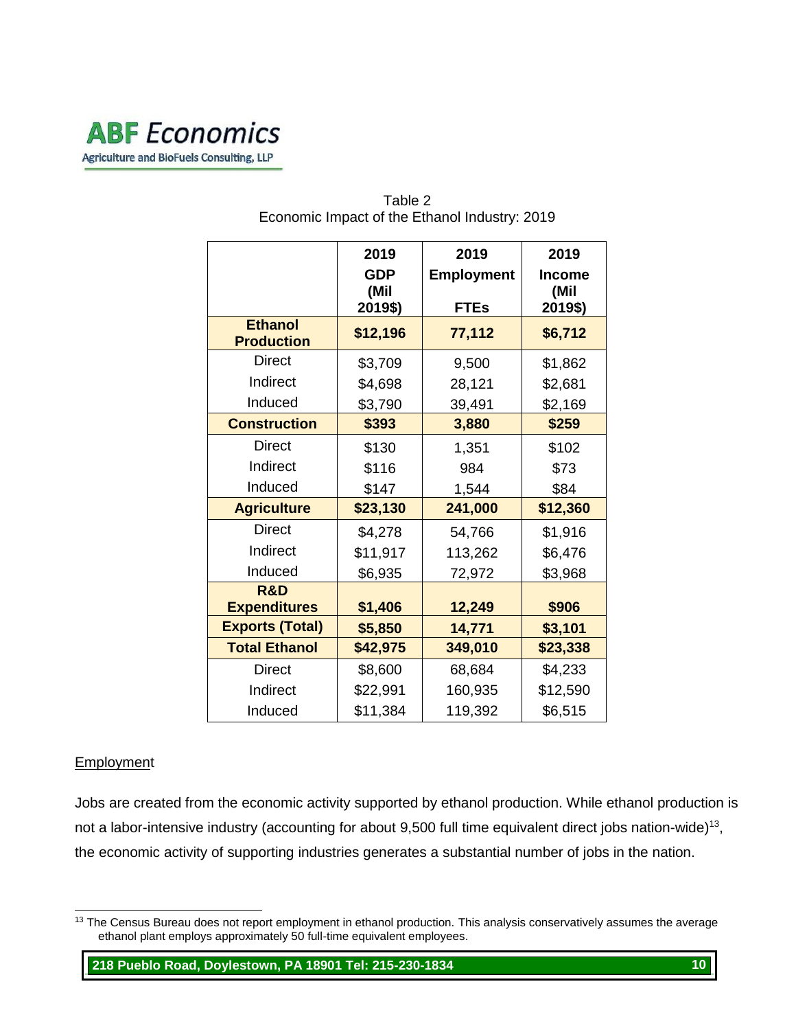Table 2
Economic Impact of the Ethanol Industry: 2019

| | 2019 GDP (Mil 2019$) | 2019 Employment FTEs | 2019 Income (Mil 2019$) |
|---|---|---|---|
| **Ethanol Production** | **$12,196** | **77,112** | **$6,712** |
| Direct | $3,709 | 9,500 | $1,862 |
| Indirect | $4,698 | 28,121 | $2,681 |
| Induced | $3,790 | 39,491 | $2,169 |
| **Construction** | **$393** | **3,880** | **$259** |
| Direct | $130 | 1,351 | $102 |
| Indirect | $116 | 984 | $73 |
| Induced | $147 | 1,544 | $84 |
| **Agriculture** | **$23,130** | **241,000** | **$12,360** |
| Direct | $4,278 | 54,766 | $1,916 |
| Indirect | $11,917 | 113,262 | $6,476 |
| Induced | $6,935 | 72,972 | $3,968 |
| **R&D Expenditures** | **$1,406** | **12,249** | **$906** |
| **Exports (Total)** | **$5,850** | **14,771** | **$3,101** |
| **Total Ethanol** | **$42,975** | **349,010** | **$23,338** |
| Direct | $8,600 | 68,684 | $4,233 |
| Indirect | $22,991 | 160,935 | $12,590 |
| Induced | $11,384 | 119,392 | $6,515 |

Employment

Jobs are created from the economic activity supported by ethanol production. While ethanol production is not a labor-intensive industry (accounting for about 9,500 full time equivalent direct jobs nation-wide)[13], the economic activity of supporting industries generates a substantial number of jobs in the nation.

[13] The Census Bureau does not report employment in ethanol production. This analysis conservatively assumes the average ethanol plant employs approximately 50 full-time equivalent employees.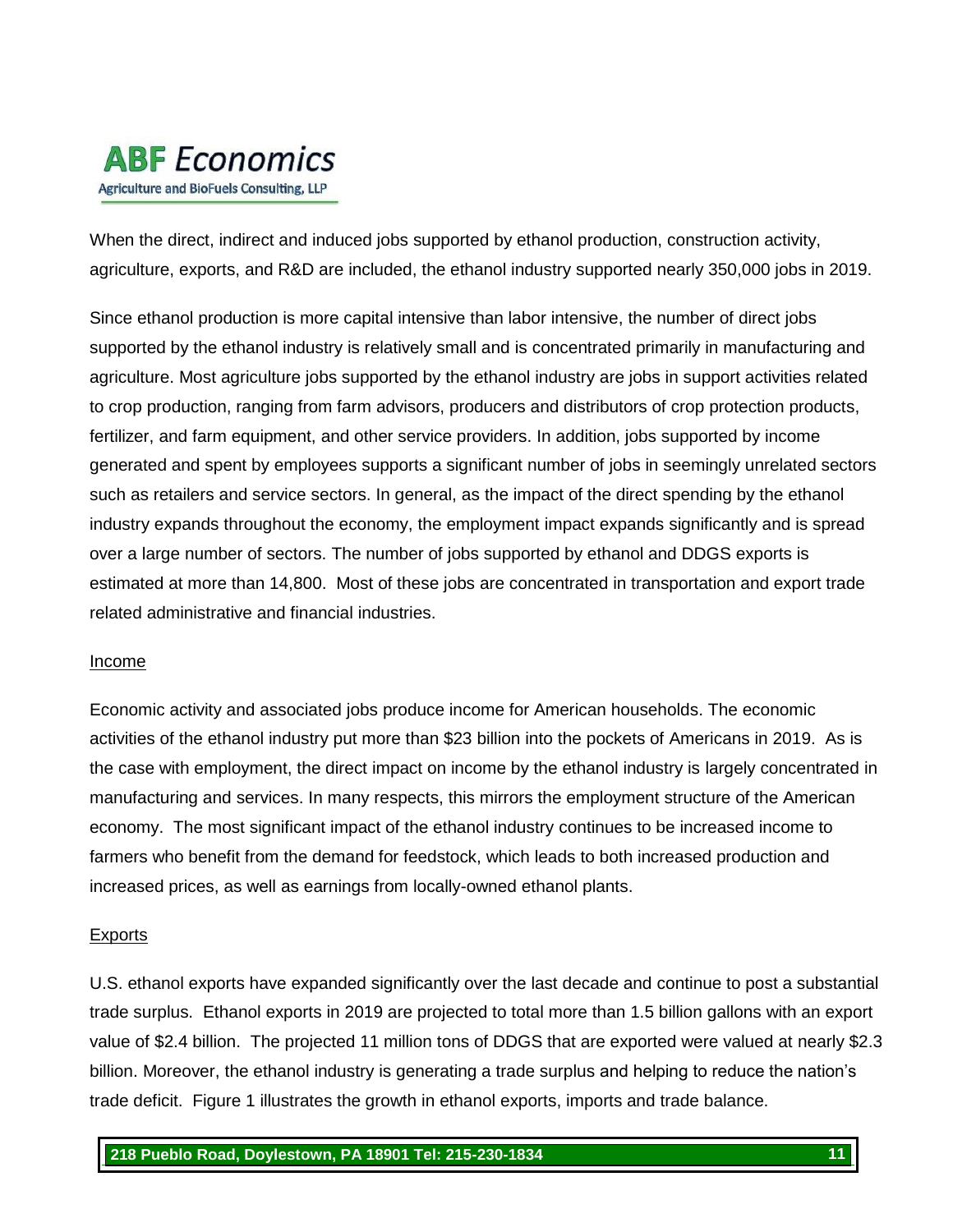When the direct, indirect and induced jobs supported by ethanol production, construction activity, agriculture, exports, and R&D are included, the ethanol industry supported nearly 350,000 jobs in 2019.

Since ethanol production is more capital intensive than labor intensive, the number of direct jobs supported by the ethanol industry is relatively small and is concentrated primarily in manufacturing and agriculture. Most agriculture jobs supported by the ethanol industry are jobs in support activities related to crop production, ranging from farm advisors, producers and distributors of crop protection products, fertilizer, and farm equipment, and other service providers. In addition, jobs supported by income generated and spent by employees supports a significant number of jobs in seemingly unrelated sectors such as retailers and service sectors. In general, as the impact of the direct spending by the ethanol industry expands throughout the economy, the employment impact expands significantly and is spread over a large number of sectors. The number of jobs supported by ethanol and DDGS exports is estimated at more than 14,800. Most of these jobs are concentrated in transportation and export trade related administrative and financial industries.

## Income

Economic activity and associated jobs produce income for American households. The economic activities of the ethanol industry put more than $23 billion into the pockets of Americans in 2019. As is the case with employment, the direct impact on income by the ethanol industry is largely concentrated in manufacturing and services. In many respects, this mirrors the employment structure of the American economy. The most significant impact of the ethanol industry continues to be increased income to farmers who benefit from the demand for feedstock, which leads to both increased production and increased prices, as well as earnings from locally-owned ethanol plants.

## Exports

U.S. ethanol exports have expanded significantly over the last decade and continue to post a substantial trade surplus. Ethanol exports in 2019 are projected to total more than 1.5 billion gallons with an export value of $2.4 billion. The projected 11 million tons of DDGS that are exported were valued at nearly $2.3 billion. Moreover, the ethanol industry is generating a trade surplus and helping to reduce the nation's trade deficit. Figure 1 illustrates the growth in ethanol exports, imports and trade balance.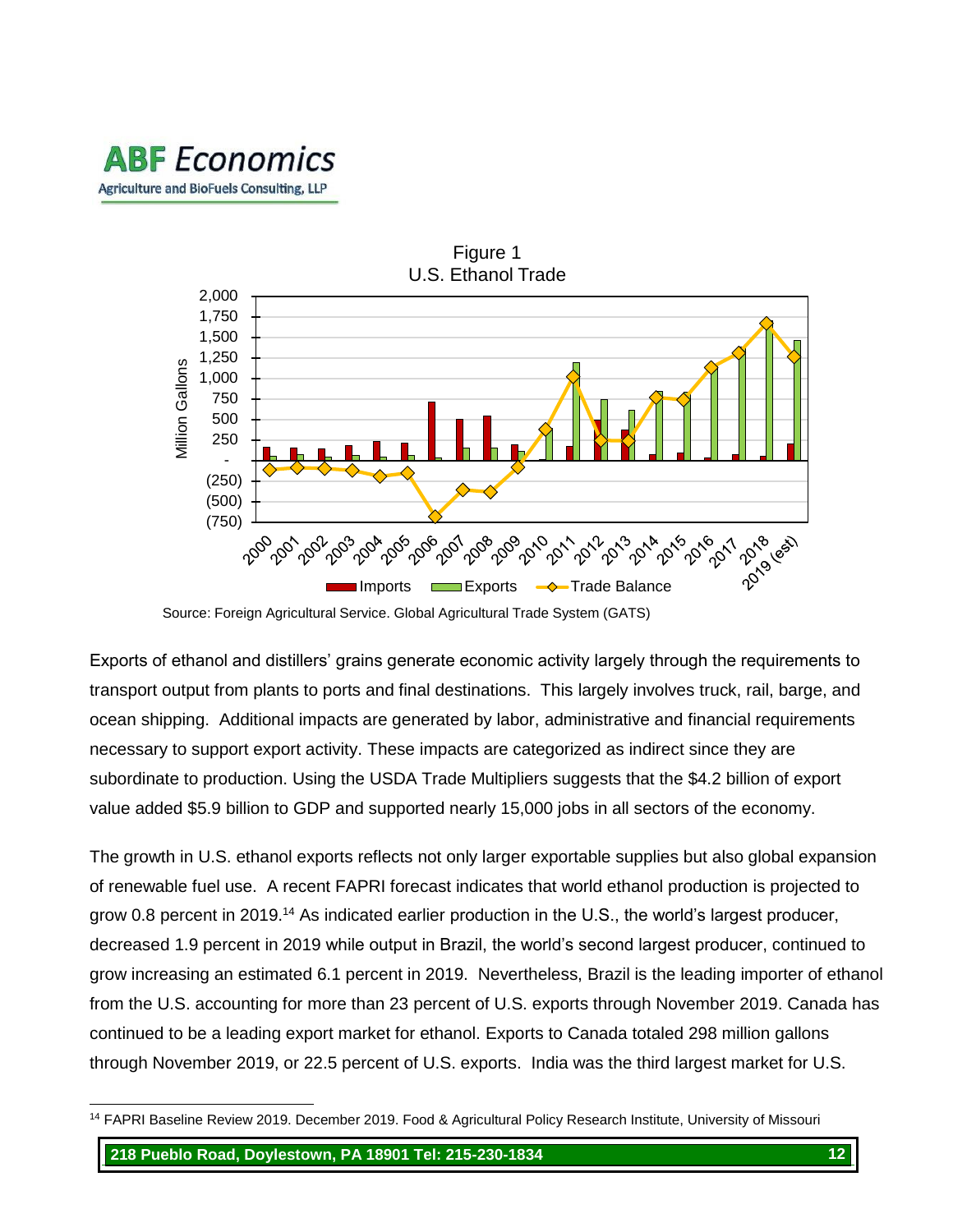Figure 1
U.S. Ethanol Trade

Source: Foreign Agricultural Service. Global Agricultural Trade System (GATS)

Exports of ethanol and distillers' grains generate economic activity largely through the requirements to transport output from plants to ports and final destinations. This largely involves truck, rail, barge, and ocean shipping. Additional impacts are generated by labor, administrative and financial requirements necessary to support export activity. These impacts are categorized as indirect since they are subordinate to production. Using the USDA Trade Multipliers suggests that the $4.2 billion of export value added $5.9 billion to GDP and supported nearly 15,000 jobs in all sectors of the economy.

The growth in U.S. ethanol exports reflects not only larger exportable supplies but also global expansion of renewable fuel use. A recent FAPRI forecast indicates that world ethanol production is projected to grow 0.8 percent in 2019.[14] As indicated earlier production in the U.S., the world's largest producer, decreased 1.9 percent in 2019 while output in Brazil, the world's second largest producer, continued to grow increasing an estimated 6.1 percent in 2019. Nevertheless, Brazil is the leading importer of ethanol from the U.S. accounting for more than 23 percent of U.S. exports through November 2019. Canada has continued to be a leading export market for ethanol. Exports to Canada totaled 298 million gallons through November 2019, or 22.5 percent of U.S. exports. India was the third largest market for U.S.

[14] FAPRI Baseline Review 2019. December 2019. Food & Agricultural Policy Research Institute, University of Missouri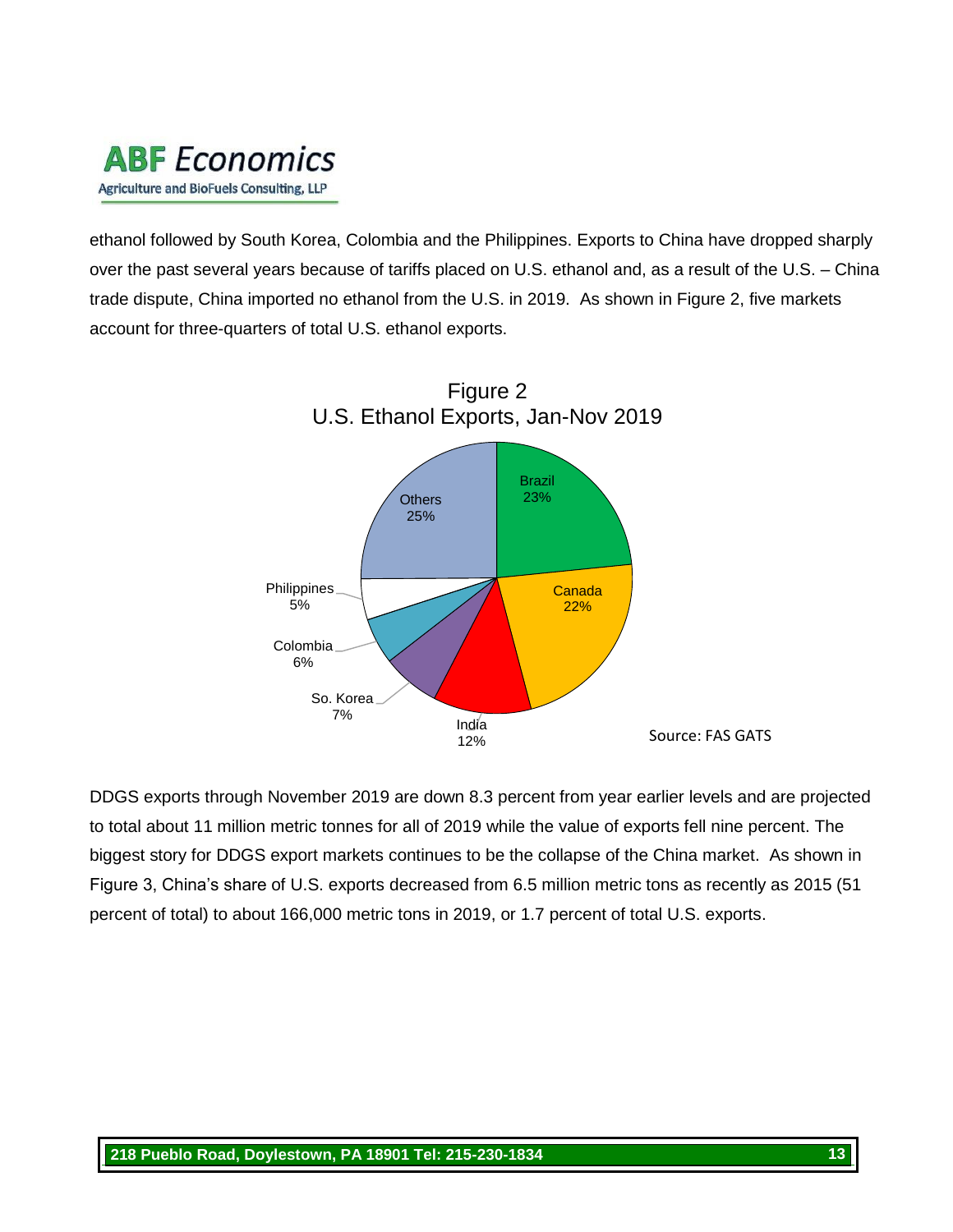ethanol followed by South Korea, Colombia and the Philippines. Exports to China have dropped sharply over the past several years because of tariffs placed on U.S. ethanol and, as a result of the U.S. – China trade dispute, China imported no ethanol from the U.S. in 2019. As shown in Figure 2, five markets account for three-quarters of total U.S. ethanol exports.

Figure 2
U.S. Ethanol Exports, Jan-Nov 2019

| Country | Share |
| --- | --- |
| Brazil | 23% |
| Canada | 22% |
| India | 12% |
| So. Korea | 7% |
| Colombia | 6% |
| Philippines | 5% |
| Others | 25% |

Source: FAS GATS

DDGS exports through November 2019 are down 8.3 percent from year earlier levels and are projected to total about 11 million metric tonnes for all of 2019 while the value of exports fell nine percent. The biggest story for DDGS export markets continues to be the collapse of the China market. As shown in Figure 3, China's share of U.S. exports decreased from 6.5 million metric tons as recently as 2015 (51 percent of total) to about 166,000 metric tons in 2019, or 1.7 percent of total U.S. exports.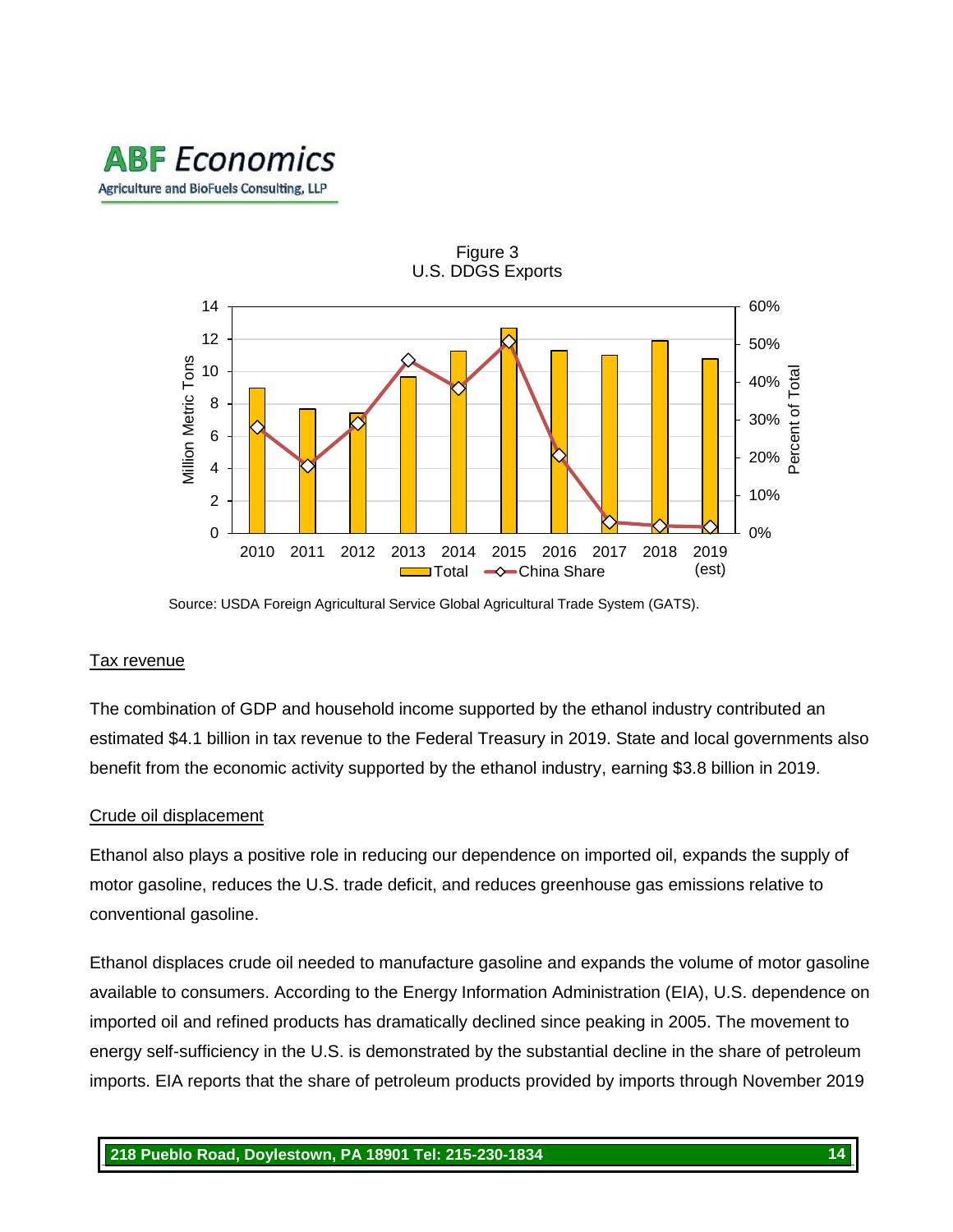Figure 3
U.S. DDGS Exports

Source: USDA Foreign Agricultural Service Global Agricultural Trade System (GATS).

## Tax revenue

The combination of GDP and household income supported by the ethanol industry contributed an estimated $4.1 billion in tax revenue to the Federal Treasury in 2019. State and local governments also benefit from the economic activity supported by the ethanol industry, earning $3.8 billion in 2019.

## Crude oil displacement

Ethanol also plays a positive role in reducing our dependence on imported oil, expands the supply of motor gasoline, reduces the U.S. trade deficit, and reduces greenhouse gas emissions relative to conventional gasoline.

Ethanol displaces crude oil needed to manufacture gasoline and expands the volume of motor gasoline available to consumers. According to the Energy Information Administration (EIA), U.S. dependence on imported oil and refined products has dramatically declined since peaking in 2005. The movement to energy self-sufficiency in the U.S. is demonstrated by the substantial decline in the share of petroleum imports. EIA reports that the share of petroleum products provided by imports through November 2019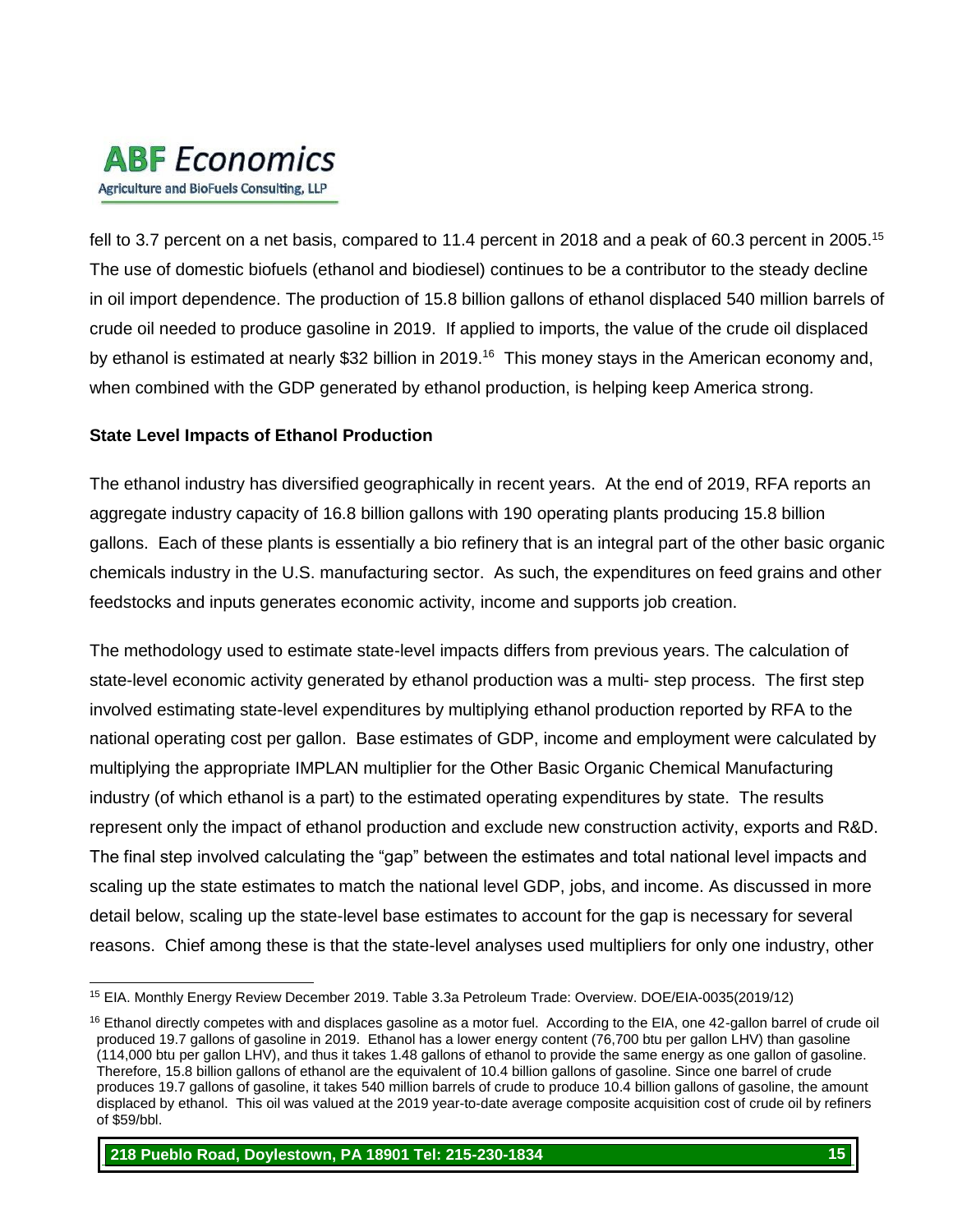fell to 3.7 percent on a net basis, compared to 11.4 percent in 2018 and a peak of 60.3 percent in 2005.[15] The use of domestic biofuels (ethanol and biodiesel) continues to be a contributor to the steady decline in oil import dependence. The production of 15.8 billion gallons of ethanol displaced 540 million barrels of crude oil needed to produce gasoline in 2019. If applied to imports, the value of the crude oil displaced by ethanol is estimated at nearly $32 billion in 2019.[16] This money stays in the American economy and, when combined with the GDP generated by ethanol production, is helping keep America strong.

**State Level Impacts of Ethanol Production**

The ethanol industry has diversified geographically in recent years. At the end of 2019, RFA reports an aggregate industry capacity of 16.8 billion gallons with 190 operating plants producing 15.8 billion gallons. Each of these plants is essentially a bio refinery that is an integral part of the other basic organic chemicals industry in the U.S. manufacturing sector. As such, the expenditures on feed grains and other feedstocks and inputs generates economic activity, income and supports job creation.

The methodology used to estimate state-level impacts differs from previous years. The calculation of state-level economic activity generated by ethanol production was a multi- step process. The first step involved estimating state-level expenditures by multiplying ethanol production reported by RFA to the national operating cost per gallon. Base estimates of GDP, income and employment were calculated by multiplying the appropriate IMPLAN multiplier for the Other Basic Organic Chemical Manufacturing industry (of which ethanol is a part) to the estimated operating expenditures by state. The results represent only the impact of ethanol production and exclude new construction activity, exports and R&D. The final step involved calculating the "gap" between the estimates and total national level impacts and scaling up the state estimates to match the national level GDP, jobs, and income. As discussed in more detail below, scaling up the state-level base estimates to account for the gap is necessary for several reasons. Chief among these is that the state-level analyses used multipliers for only one industry, other

---

[15] EIA. Monthly Energy Review December 2019. Table 3.3a Petroleum Trade: Overview. DOE/EIA-0035(2019/12)

[16] Ethanol directly competes with and displaces gasoline as a motor fuel. According to the EIA, one 42-gallon barrel of crude oil produced 19.7 gallons of gasoline in 2019. Ethanol has a lower energy content (76,700 btu per gallon LHV) than gasoline (114,000 btu per gallon LHV), and thus it takes 1.48 gallons of ethanol to provide the same energy as one gallon of gasoline. Therefore, 15.8 billion gallons of ethanol are the equivalent of 10.4 billion gallons of gasoline. Since one barrel of crude produces 19.7 gallons of gasoline, it takes 540 million barrels of crude to produce 10.4 billion gallons of gasoline, the amount displaced by ethanol. This oil was valued at the 2019 year-to-date average composite acquisition cost of crude oil by refiners of $59/bbl.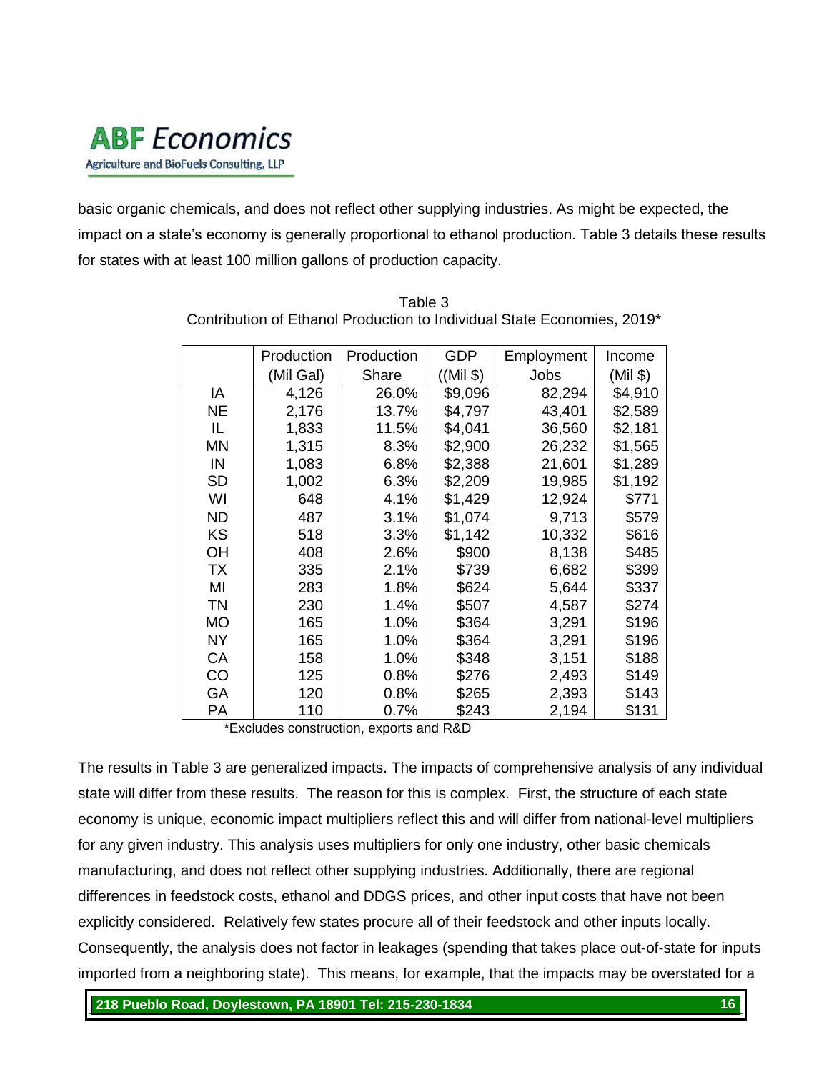basic organic chemicals, and does not reflect other supplying industries. As might be expected, the impact on a state's economy is generally proportional to ethanol production. Table 3 details these results for states with at least 100 million gallons of production capacity.

Table 3
Contribution of Ethanol Production to Individual State Economies, 2019*

| | Production (Mil Gal) | Production Share | GDP ((Mil $) | Employment Jobs | Income (Mil $) |
|---|---|---|---|---|---|
| IA | 4,126 | 26.0% | $9,096 | 82,294 | $4,910 |
| NE | 2,176 | 13.7% | $4,797 | 43,401 | $2,589 |
| IL | 1,833 | 11.5% | $4,041 | 36,560 | $2,181 |
| MN | 1,315 | 8.3% | $2,900 | 26,232 | $1,565 |
| IN | 1,083 | 6.8% | $2,388 | 21,601 | $1,289 |
| SD | 1,002 | 6.3% | $2,209 | 19,985 | $1,192 |
| WI | 648 | 4.1% | $1,429 | 12,924 | $771 |
| ND | 487 | 3.1% | $1,074 | 9,713 | $579 |
| KS | 518 | 3.3% | $1,142 | 10,332 | $616 |
| OH | 408 | 2.6% | $900 | 8,138 | $485 |
| TX | 335 | 2.1% | $739 | 6,682 | $399 |
| MI | 283 | 1.8% | $624 | 5,644 | $337 |
| TN | 230 | 1.4% | $507 | 4,587 | $274 |
| MO | 165 | 1.0% | $364 | 3,291 | $196 |
| NY | 165 | 1.0% | $364 | 3,291 | $196 |
| CA | 158 | 1.0% | $348 | 3,151 | $188 |
| CO | 125 | 0.8% | $276 | 2,493 | $149 |
| GA | 120 | 0.8% | $265 | 2,393 | $143 |
| PA | 110 | 0.7% | $243 | 2,194 | $131 |

*Excludes construction, exports and R&D

The results in Table 3 are generalized impacts. The impacts of comprehensive analysis of any individual state will differ from these results. The reason for this is complex. First, the structure of each state economy is unique, economic impact multipliers reflect this and will differ from national-level multipliers for any given industry. This analysis uses multipliers for only one industry, other basic chemicals manufacturing, and does not reflect other supplying industries. Additionally, there are regional differences in feedstock costs, ethanol and DDGS prices, and other input costs that have not been explicitly considered. Relatively few states procure all of their feedstock and other inputs locally. Consequently, the analysis does not factor in leakages (spending that takes place out-of-state for inputs imported from a neighboring state). This means, for example, that the impacts may be overstated for a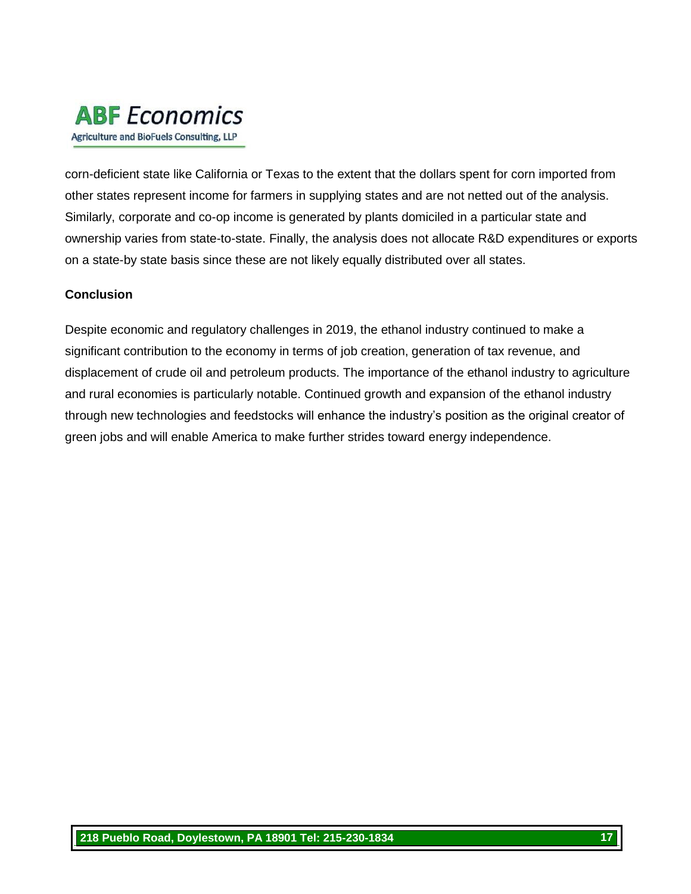corn-deficient state like California or Texas to the extent that the dollars spent for corn imported from other states represent income for farmers in supplying states and are not netted out of the analysis. Similarly, corporate and co-op income is generated by plants domiciled in a particular state and ownership varies from state-to-state. Finally, the analysis does not allocate R&D expenditures or exports on a state-by state basis since these are not likely equally distributed over all states.

**Conclusion**

Despite economic and regulatory challenges in 2019, the ethanol industry continued to make a significant contribution to the economy in terms of job creation, generation of tax revenue, and displacement of crude oil and petroleum products. The importance of the ethanol industry to agriculture and rural economies is particularly notable. Continued growth and expansion of the ethanol industry through new technologies and feedstocks will enhance the industry's position as the original creator of green jobs and will enable America to make further strides toward energy independence.